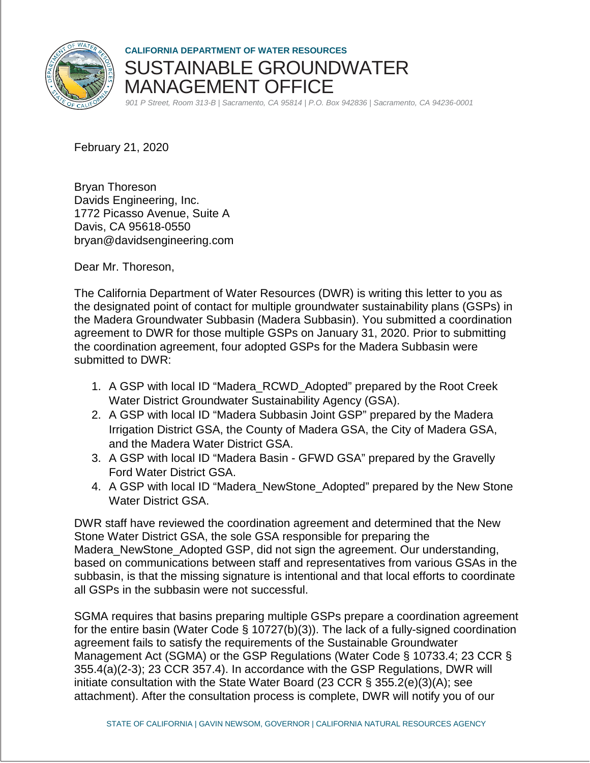CALIFORNIA DEPARTMENT OF WATER RESOURCES

# SUSTAINABLE GROUNDWATER MANAGEMENT OFFICE

*901 P Street, Room 313-B | Sacramento, CA 95814 | P.O. Box 942836 | Sacramento, CA 94236-0001*

February 21, 2020

Bryan Thoreson
Davids Engineering, Inc.
1772 Picasso Avenue, Suite A
Davis, CA 95618-0550
bryan@davidsengineering.com

Dear Mr. Thoreson,

The California Department of Water Resources (DWR) is writing this letter to you as the designated point of contact for multiple groundwater sustainability plans (GSPs) in the Madera Groundwater Subbasin (Madera Subbasin). You submitted a coordination agreement to DWR for those multiple GSPs on January 31, 2020. Prior to submitting the coordination agreement, four adopted GSPs for the Madera Subbasin were submitted to DWR:

1. A GSP with local ID "Madera_RCWD_Adopted" prepared by the Root Creek Water District Groundwater Sustainability Agency (GSA).
2. A GSP with local ID "Madera Subbasin Joint GSP" prepared by the Madera Irrigation District GSA, the County of Madera GSA, the City of Madera GSA, and the Madera Water District GSA.
3. A GSP with local ID "Madera Basin - GFWD GSA" prepared by the Gravelly Ford Water District GSA.
4. A GSP with local ID "Madera_NewStone_Adopted" prepared by the New Stone Water District GSA.

DWR staff have reviewed the coordination agreement and determined that the New Stone Water District GSA, the sole GSA responsible for preparing the Madera_NewStone_Adopted GSP, did not sign the agreement. Our understanding, based on communications between staff and representatives from various GSAs in the subbasin, is that the missing signature is intentional and that local efforts to coordinate all GSPs in the subbasin were not successful.

SGMA requires that basins preparing multiple GSPs prepare a coordination agreement for the entire basin (Water Code § 10727(b)(3)). The lack of a fully-signed coordination agreement fails to satisfy the requirements of the Sustainable Groundwater Management Act (SGMA) or the GSP Regulations (Water Code § 10733.4; 23 CCR § 355.4(a)(2-3); 23 CCR 357.4). In accordance with the GSP Regulations, DWR will initiate consultation with the State Water Board (23 CCR § 355.2(e)(3)(A); see attachment). After the consultation process is complete, DWR will notify you of our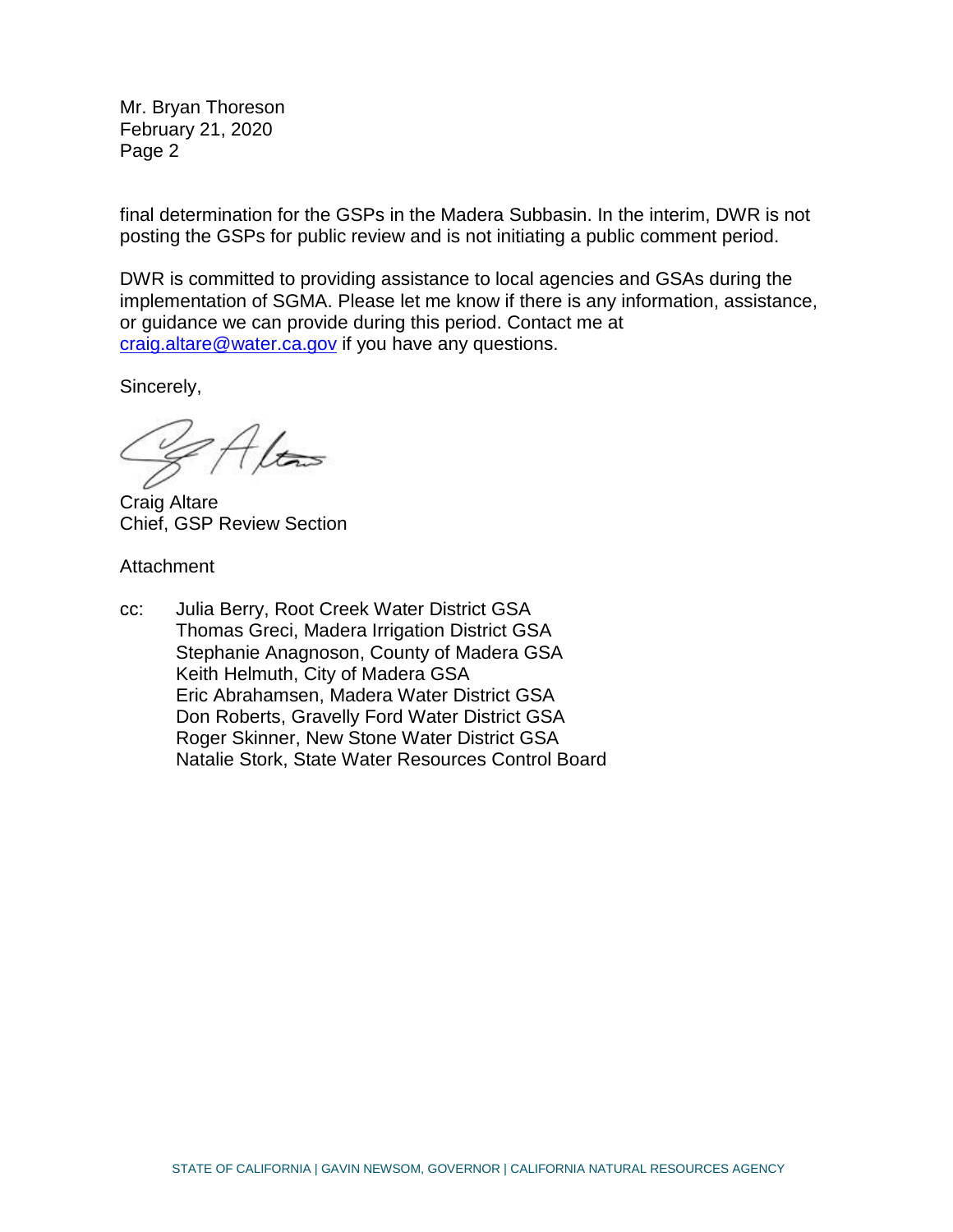Mr. Bryan Thoreson
February 21, 2020
Page 2

final determination for the GSPs in the Madera Subbasin. In the interim, DWR is not posting the GSPs for public review and is not initiating a public comment period.

DWR is committed to providing assistance to local agencies and GSAs during the implementation of SGMA. Please let me know if there is any information, assistance, or guidance we can provide during this period. Contact me at craig.altare@water.ca.gov if you have any questions.

Sincerely,

Craig Altare
Chief, GSP Review Section

Attachment

cc: Julia Berry, Root Creek Water District GSA
Thomas Greci, Madera Irrigation District GSA
Stephanie Anagnoson, County of Madera GSA
Keith Helmuth, City of Madera GSA
Eric Abrahamsen, Madera Water District GSA
Don Roberts, Gravelly Ford Water District GSA
Roger Skinner, New Stone Water District GSA
Natalie Stork, State Water Resources Control Board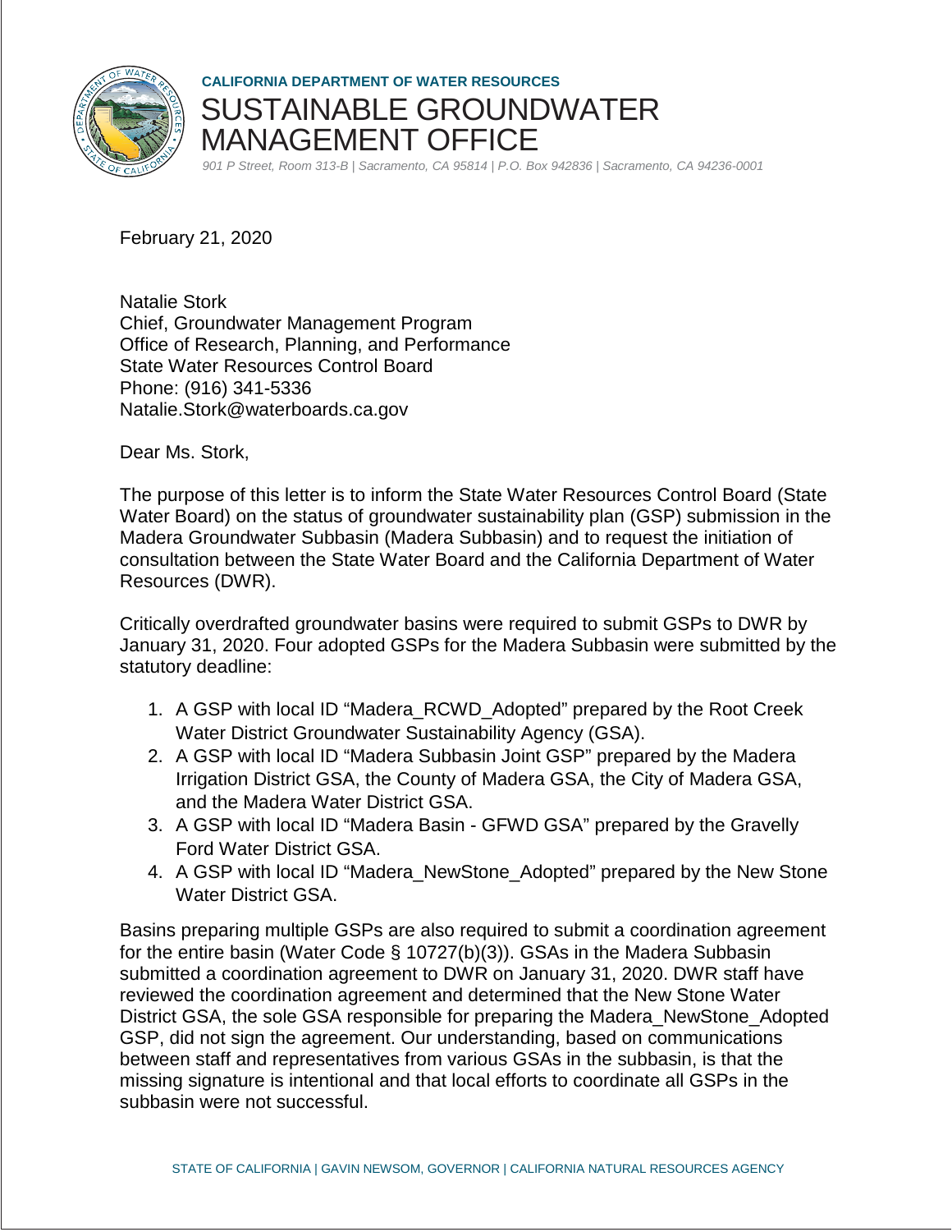**CALIFORNIA DEPARTMENT OF WATER RESOURCES**

# SUSTAINABLE GROUNDWATER MANAGEMENT OFFICE

*901 P Street, Room 313-B | Sacramento, CA 95814 | P.O. Box 942836 | Sacramento, CA 94236-0001*

February 21, 2020

Natalie Stork
Chief, Groundwater Management Program
Office of Research, Planning, and Performance
State Water Resources Control Board
Phone: (916) 341-5336
Natalie.Stork@waterboards.ca.gov

Dear Ms. Stork,

The purpose of this letter is to inform the State Water Resources Control Board (State Water Board) on the status of groundwater sustainability plan (GSP) submission in the Madera Groundwater Subbasin (Madera Subbasin) and to request the initiation of consultation between the State Water Board and the California Department of Water Resources (DWR).

Critically overdrafted groundwater basins were required to submit GSPs to DWR by January 31, 2020. Four adopted GSPs for the Madera Subbasin were submitted by the statutory deadline:

1. A GSP with local ID "Madera_RCWD_Adopted" prepared by the Root Creek Water District Groundwater Sustainability Agency (GSA).
2. A GSP with local ID "Madera Subbasin Joint GSP" prepared by the Madera Irrigation District GSA, the County of Madera GSA, the City of Madera GSA, and the Madera Water District GSA.
3. A GSP with local ID "Madera Basin - GFWD GSA" prepared by the Gravelly Ford Water District GSA.
4. A GSP with local ID "Madera_NewStone_Adopted" prepared by the New Stone Water District GSA.

Basins preparing multiple GSPs are also required to submit a coordination agreement for the entire basin (Water Code § 10727(b)(3)). GSAs in the Madera Subbasin submitted a coordination agreement to DWR on January 31, 2020. DWR staff have reviewed the coordination agreement and determined that the New Stone Water District GSA, the sole GSA responsible for preparing the Madera_NewStone_Adopted GSP, did not sign the agreement. Our understanding, based on communications between staff and representatives from various GSAs in the subbasin, is that the missing signature is intentional and that local efforts to coordinate all GSPs in the subbasin were not successful.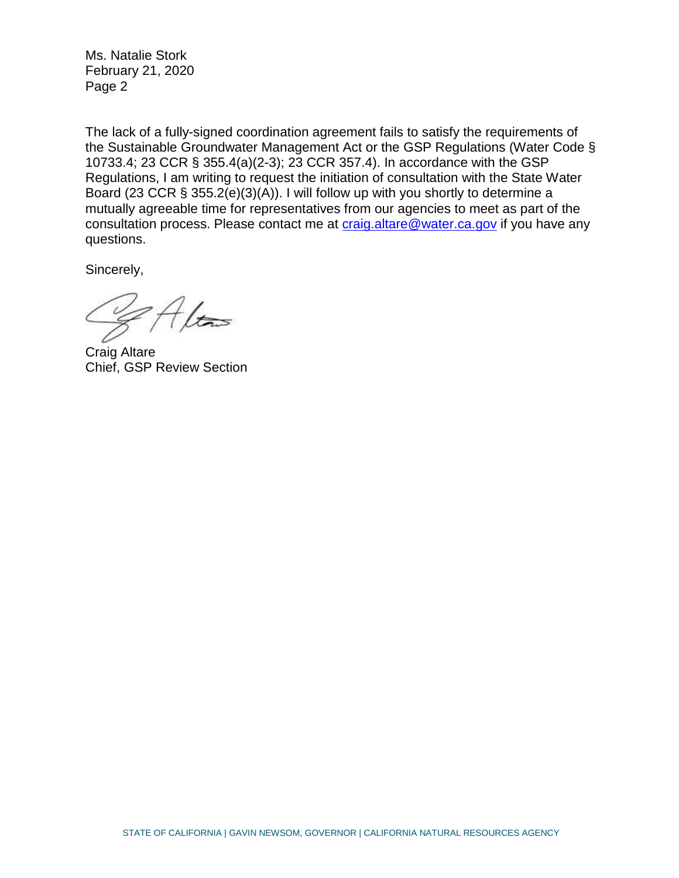The lack of a fully-signed coordination agreement fails to satisfy the requirements of the Sustainable Groundwater Management Act or the GSP Regulations (Water Code § 10733.4; 23 CCR § 355.4(a)(2-3); 23 CCR 357.4). In accordance with the GSP Regulations, I am writing to request the initiation of consultation with the State Water Board (23 CCR § 355.2(e)(3)(A)). I will follow up with you shortly to determine a mutually agreeable time for representatives from our agencies to meet as part of the consultation process. Please contact me at craig.altare@water.ca.gov if you have any questions.

Sincerely,

Craig Altare
Chief, GSP Review Section